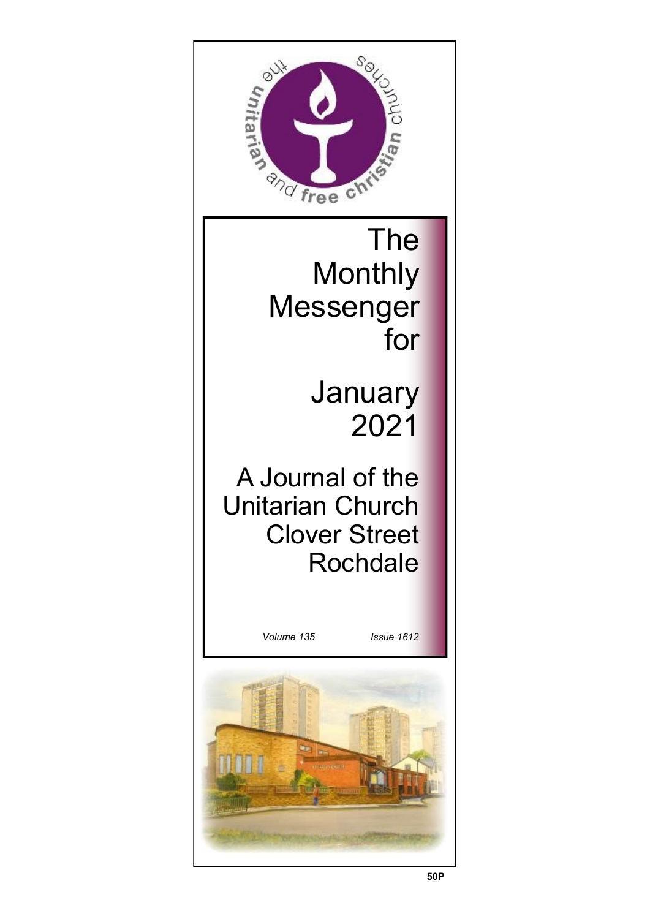the unitarian and free christian churches

# The Monthly Messenger for

# January 2021

## A Journal of the Unitarian Church Clover Street Rochdale

*Volume 135* *Issue 1612*

**50P**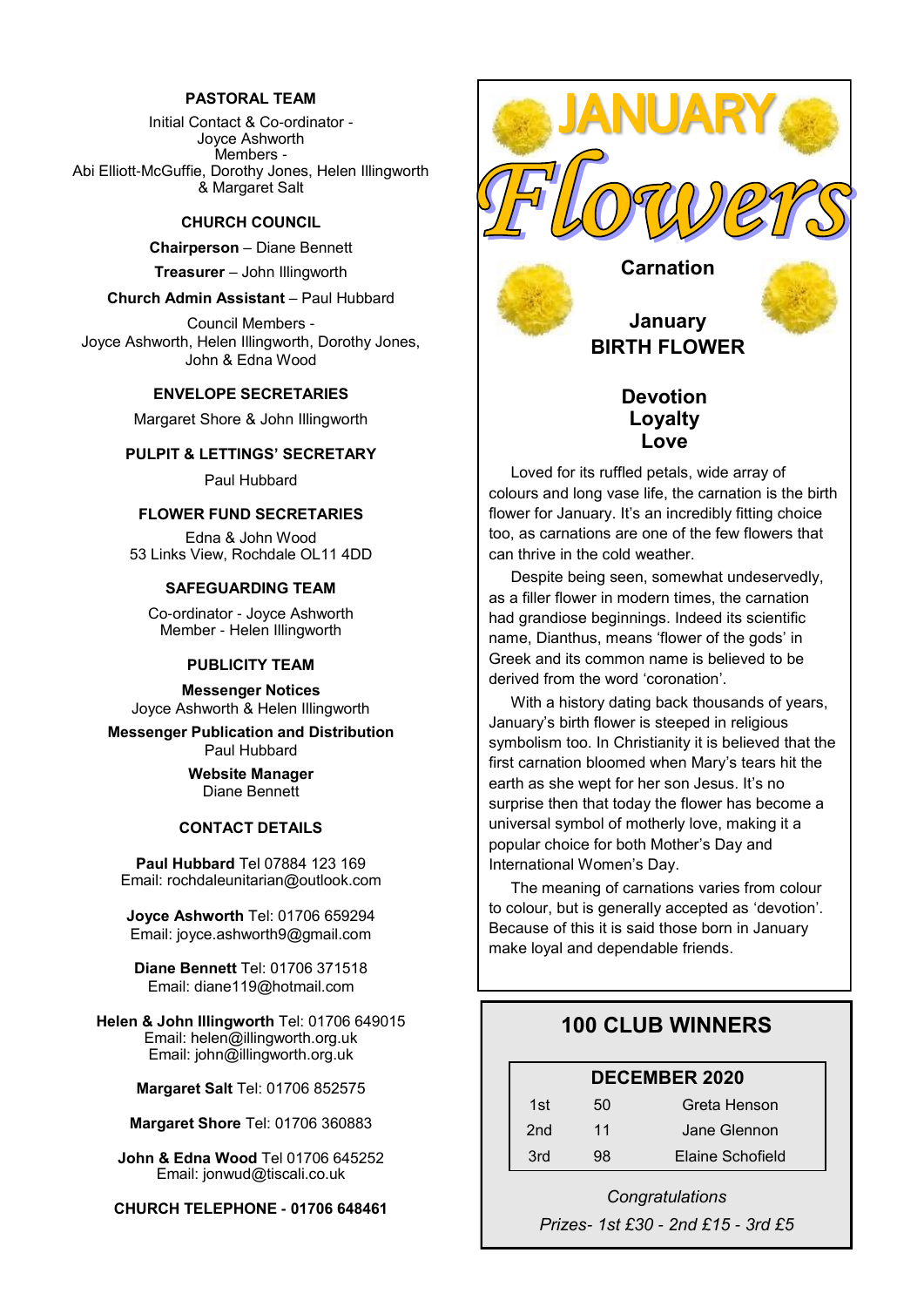## PASTORAL TEAM

Initial Contact & Co-ordinator -
Joyce Ashworth
Members -
Abi Elliott-McGuffie, Dorothy Jones, Helen Illingworth & Margaret Salt

## CHURCH COUNCIL

**Chairperson** – Diane Bennett

**Treasurer** – John Illingworth

**Church Admin Assistant** – Paul Hubbard

Council Members -
Joyce Ashworth, Helen Illingworth, Dorothy Jones, John & Edna Wood

## ENVELOPE SECRETARIES

Margaret Shore & John Illingworth

## PULPIT & LETTINGS' SECRETARY

Paul Hubbard

## FLOWER FUND SECRETARIES

Edna & John Wood
53 Links View, Rochdale OL11 4DD

## SAFEGUARDING TEAM

Co-ordinator - Joyce Ashworth
Member - Helen Illingworth

## PUBLICITY TEAM

**Messenger Notices**
Joyce Ashworth & Helen Illingworth

**Messenger Publication and Distribution**
Paul Hubbard

**Website Manager**
Diane Bennett

## CONTACT DETAILS

**Paul Hubbard** Tel 07884 123 169
Email: rochdaleunitarian@outlook.com

**Joyce Ashworth** Tel: 01706 659294
Email: joyce.ashworth9@gmail.com

**Diane Bennett** Tel: 01706 371518
Email: diane119@hotmail.com

**Helen & John Illingworth** Tel: 01706 649015
Email: helen@illingworth.org.uk
Email: john@illingworth.org.uk

**Margaret Salt** Tel: 01706 852575

**Margaret Shore** Tel: 01706 360883

**John & Edna Wood** Tel 01706 645252
Email: jonwud@tiscali.co.uk

**CHURCH TELEPHONE - 01706 648461**

# JANUARY Flowers

## Carnation

**January BIRTH FLOWER**

**Devotion**
**Loyalty**
**Love**

Loved for its ruffled petals, wide array of colours and long vase life, the carnation is the birth flower for January. It's an incredibly fitting choice too, as carnations are one of the few flowers that can thrive in the cold weather.

Despite being seen, somewhat undeservedly, as a filler flower in modern times, the carnation had grandiose beginnings. Indeed its scientific name, Dianthus, means 'flower of the gods' in Greek and its common name is believed to be derived from the word 'coronation'.

With a history dating back thousands of years, January's birth flower is steeped in religious symbolism too. In Christianity it is believed that the first carnation bloomed when Mary's tears hit the earth as she wept for her son Jesus. It's no surprise then that today the flower has become a universal symbol of motherly love, making it a popular choice for both Mother's Day and International Women's Day.

The meaning of carnations varies from colour to colour, but is generally accepted as 'devotion'. Because of this it is said those born in January make loyal and dependable friends.

## 100 CLUB WINNERS

| DECEMBER 2020 | | |
|---|---|---|
| 1st | 50 | Greta Henson |
| 2nd | 11 | Jane Glennon |
| 3rd | 98 | Elaine Schofield |

*Congratulations*

*Prizes- 1st £30 - 2nd £15 - 3rd £5*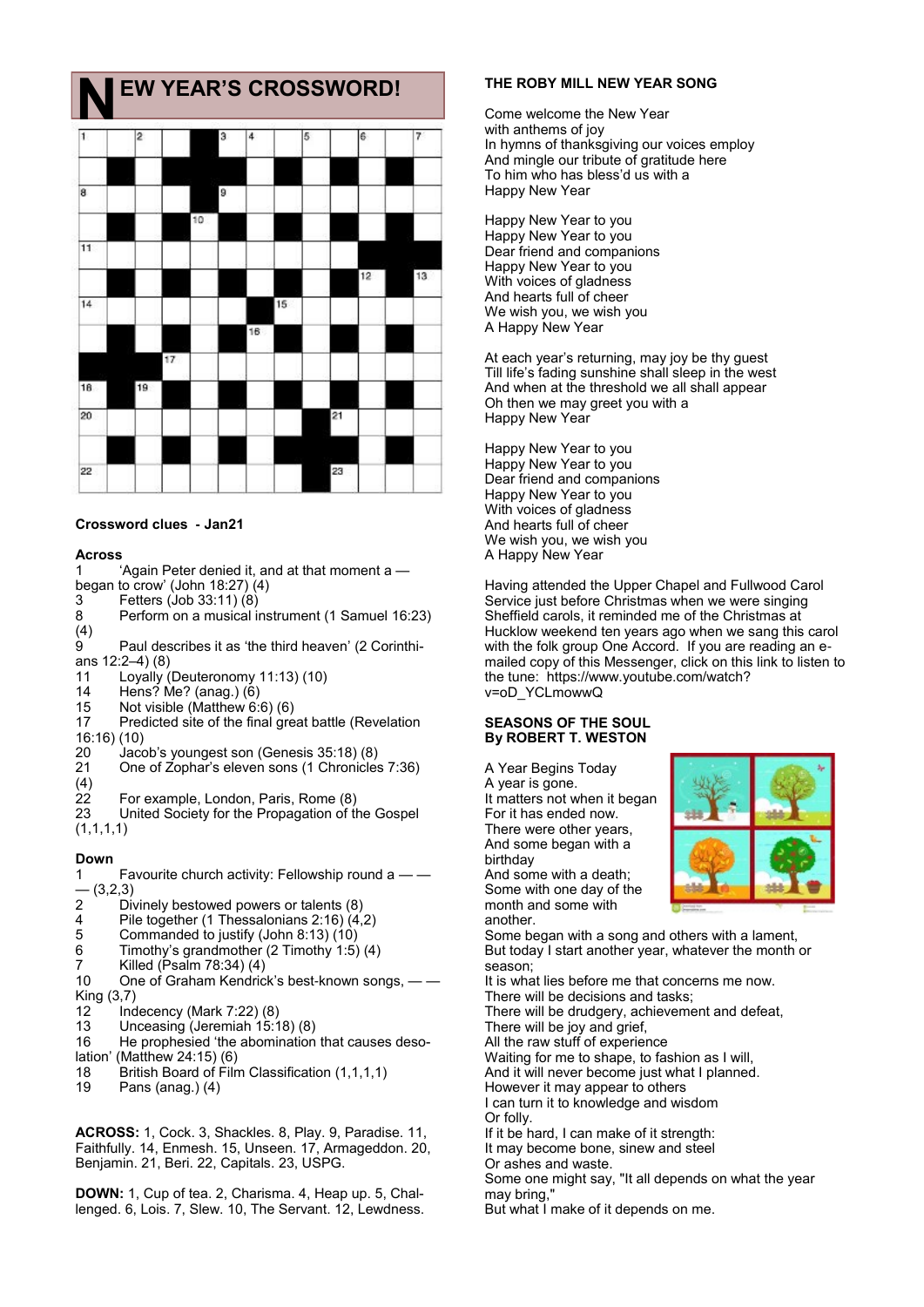# NEW YEAR'S CROSSWORD!

**Crossword clues - Jan21**

**Across**

1 'Again Peter denied it, and at that moment a — began to crow' (John 18:27) (4)
3 Fetters (Job 33:11) (8)
8 Perform on a musical instrument (1 Samuel 16:23) (4)
9 Paul describes it as 'the third heaven' (2 Corinthians 12:2–4) (8)
11 Loyally (Deuteronomy 11:13) (10)
14 Hens? Me? (anag.) (6)
15 Not visible (Matthew 6:6) (6)
17 Predicted site of the final great battle (Revelation 16:16) (10)
20 Jacob's youngest son (Genesis 35:18) (8)
21 One of Zophar's eleven sons (1 Chronicles 7:36) (4)
22 For example, London, Paris, Rome (8)
23 United Society for the Propagation of the Gospel (1,1,1,1)

**Down**

1 Favourite church activity: Fellowship round a — — — (3,2,3)
2 Divinely bestowed powers or talents (8)
4 Pile together (1 Thessalonians 2:16) (4,2)
5 Commanded to justify (John 8:13) (10)
6 Timothy's grandmother (2 Timothy 1:5) (4)
7 Killed (Psalm 78:34) (4)
10 One of Graham Kendrick's best-known songs, — — King (3,7)
12 Indecency (Mark 7:22) (8)
13 Unceasing (Jeremiah 15:18) (8)
16 He prophesied 'the abomination that causes desolation' (Matthew 24:15) (6)
18 British Board of Film Classification (1,1,1,1)
19 Pans (anag.) (4)

**ACROSS:** 1, Cock. 3, Shackles. 8, Play. 9, Paradise. 11, Faithfully. 14, Enmesh. 15, Unseen. 17, Armageddon. 20, Benjamin. 21, Beri. 22, Capitals. 23, USPG.

**DOWN:** 1, Cup of tea. 2, Charisma. 4, Heap up. 5, Challenged. 6, Lois. 7, Slew. 10, The Servant. 12, Lewdness.

## THE ROBY MILL NEW YEAR SONG

Come welcome the New Year
with anthems of joy
In hymns of thanksgiving our voices employ
And mingle our tribute of gratitude here
To him who has bless'd us with a
Happy New Year

Happy New Year to you
Happy New Year to you
Dear friend and companions
Happy New Year to you
With voices of gladness
And hearts full of cheer
We wish you, we wish you
A Happy New Year

At each year's returning, may joy be thy guest
Till life's fading sunshine shall sleep in the west
And when at the threshold we all shall appear
Oh then we may greet you with a
Happy New Year

Happy New Year to you
Happy New Year to you
Dear friend and companions
Happy New Year to you
With voices of gladness
And hearts full of cheer
We wish you, we wish you
A Happy New Year

Having attended the Upper Chapel and Fullwood Carol Service just before Christmas when we were singing Sheffield carols, it reminded me of the Christmas at Hucklow weekend ten years ago when we sang this carol with the folk group One Accord. If you are reading an e-mailed copy of this Messenger, click on this link to listen to the tune: https://www.youtube.com/watch?v=oD_YCLmowwQ

## SEASONS OF THE SOUL
## By ROBERT T. WESTON

A Year Begins Today
A year is gone.
It matters not when it began
For it has ended now.
There were other years,
And some began with a birthday
And some with a death;
Some with one day of the month and some with another.
Some began with a song and others with a lament,
But today I start another year, whatever the month or season;
It is what lies before me that concerns me now.
There will be decisions and tasks;
There will be drudgery, achievement and defeat,
There will be joy and grief,
All the raw stuff of experience
Waiting for me to shape, to fashion as I will,
And it will never become just what I planned.
However it may appear to others
I can turn it to knowledge and wisdom
Or folly.
If it be hard, I can make of it strength:
It may become bone, sinew and steel
Or ashes and waste.
Some one might say, "It all depends on what the year may bring,"
But what I make of it depends on me.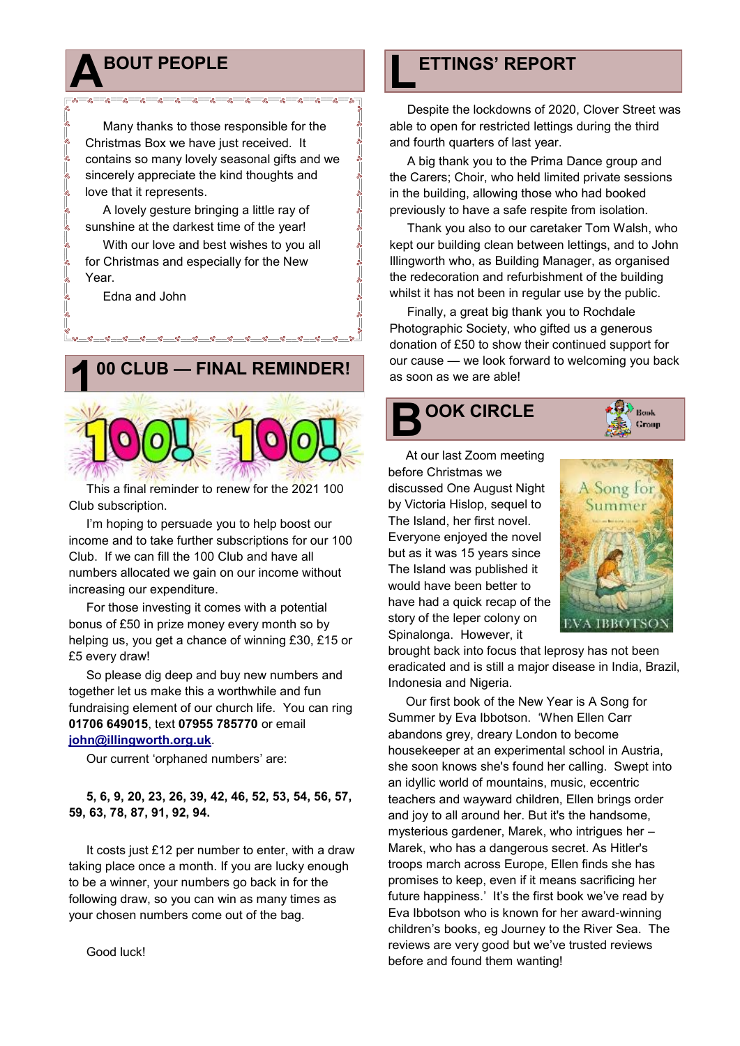## ABOUT PEOPLE

Many thanks to those responsible for the Christmas Box we have just received. It contains so many lovely seasonal gifts and we sincerely appreciate the kind thoughts and love that it represents.

A lovely gesture bringing a little ray of sunshine at the darkest time of the year!

With our love and best wishes to you all for Christmas and especially for the New Year.

Edna and John

## 100 CLUB — FINAL REMINDER!

This a final reminder to renew for the 2021 100 Club subscription.

I'm hoping to persuade you to help boost our income and to take further subscriptions for our 100 Club. If we can fill the 100 Club and have all numbers allocated we gain on our income without increasing our expenditure.

For those investing it comes with a potential bonus of £50 in prize money every month so by helping us, you get a chance of winning £30, £15 or £5 every draw!

So please dig deep and buy new numbers and together let us make this a worthwhile and fun fundraising element of our church life. You can ring **01706 649015**, text **07955 785770** or email **john@illingworth.org.uk**.

Our current 'orphaned numbers' are:

**5, 6, 9, 20, 23, 26, 39, 42, 46, 52, 53, 54, 56, 57, 59, 63, 78, 87, 91, 92, 94.**

It costs just £12 per number to enter, with a draw taking place once a month. If you are lucky enough to be a winner, your numbers go back in for the following draw, so you can win as many times as your chosen numbers come out of the bag.

Good luck!

## LETTINGS' REPORT

Despite the lockdowns of 2020, Clover Street was able to open for restricted lettings during the third and fourth quarters of last year.

A big thank you to the Prima Dance group and the Carers; Choir, who held limited private sessions in the building, allowing those who had booked previously to have a safe respite from isolation.

Thank you also to our caretaker Tom Walsh, who kept our building clean between lettings, and to John Illingworth who, as Building Manager, as organised the redecoration and refurbishment of the building whilst it has not been in regular use by the public.

Finally, a great big thank you to Rochdale Photographic Society, who gifted us a generous donation of £50 to show their continued support for our cause — we look forward to welcoming you back as soon as we are able!

## BOOK CIRCLE

At our last Zoom meeting before Christmas we discussed One August Night by Victoria Hislop, sequel to The Island, her first novel. Everyone enjoyed the novel but as it was 15 years since The Island was published it would have been better to have had a quick recap of the story of the leper colony on Spinalonga. However, it brought back into focus that leprosy has not been eradicated and is still a major disease in India, Brazil, Indonesia and Nigeria.

Our first book of the New Year is A Song for Summer by Eva Ibbotson. 'When Ellen Carr abandons grey, dreary London to become housekeeper at an experimental school in Austria, she soon knows she's found her calling. Swept into an idyllic world of mountains, music, eccentric teachers and wayward children, Ellen brings order and joy to all around her. But it's the handsome, mysterious gardener, Marek, who intrigues her – Marek, who has a dangerous secret. As Hitler's troops march across Europe, Ellen finds she has promises to keep, even if it means sacrificing her future happiness.' It's the first book we've read by Eva Ibbotson who is known for her award-winning children's books, eg Journey to the River Sea. The reviews are very good but we've trusted reviews before and found them wanting!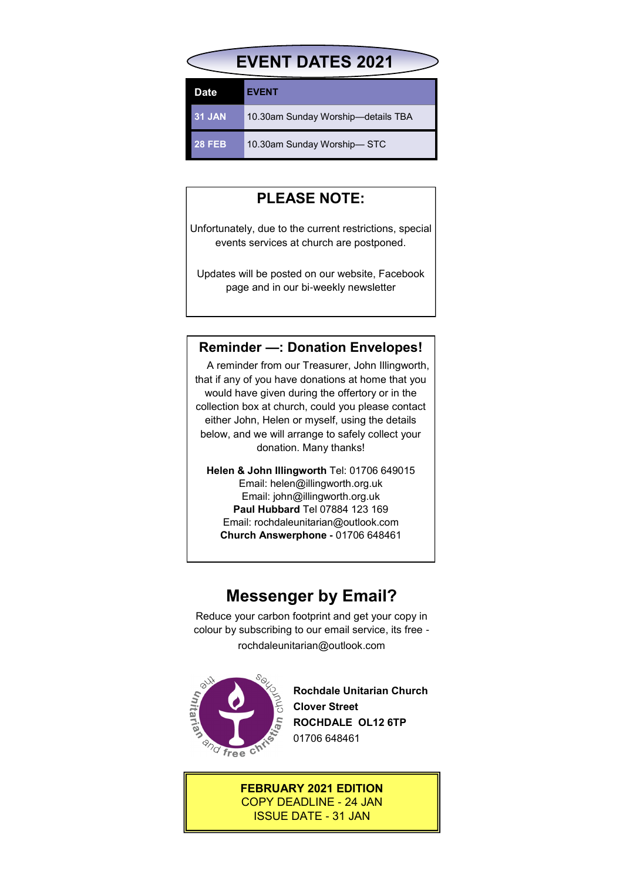# EVENT DATES 2021

| Date | EVENT |
| --- | --- |
| 31 JAN | 10.30am Sunday Worship—details TBA |
| 28 FEB | 10.30am Sunday Worship— STC |

## PLEASE NOTE:

Unfortunately, due to the current restrictions, special events services at church are postponed.

Updates will be posted on our website, Facebook page and in our bi-weekly newsletter

## Reminder —: Donation Envelopes!

A reminder from our Treasurer, John Illingworth, that if any of you have donations at home that you would have given during the offertory or in the collection box at church, could you please contact either John, Helen or myself, using the details below, and we will arrange to safely collect your donation. Many thanks!

**Helen & John Illingworth** Tel: 01706 649015
Email: helen@illingworth.org.uk
Email: john@illingworth.org.uk
**Paul Hubbard** Tel 07884 123 169
Email: rochdaleunitarian@outlook.com
**Church Answerphone -** 01706 648461

## Messenger by Email?

Reduce your carbon footprint and get your copy in colour by subscribing to our email service, its free - rochdaleunitarian@outlook.com

the unitarian and free christian churches

**Rochdale Unitarian Church**
**Clover Street**
**ROCHDALE OL12 6TP**
01706 648461

**FEBRUARY 2021 EDITION**
COPY DEADLINE - 24 JAN
ISSUE DATE - 31 JAN